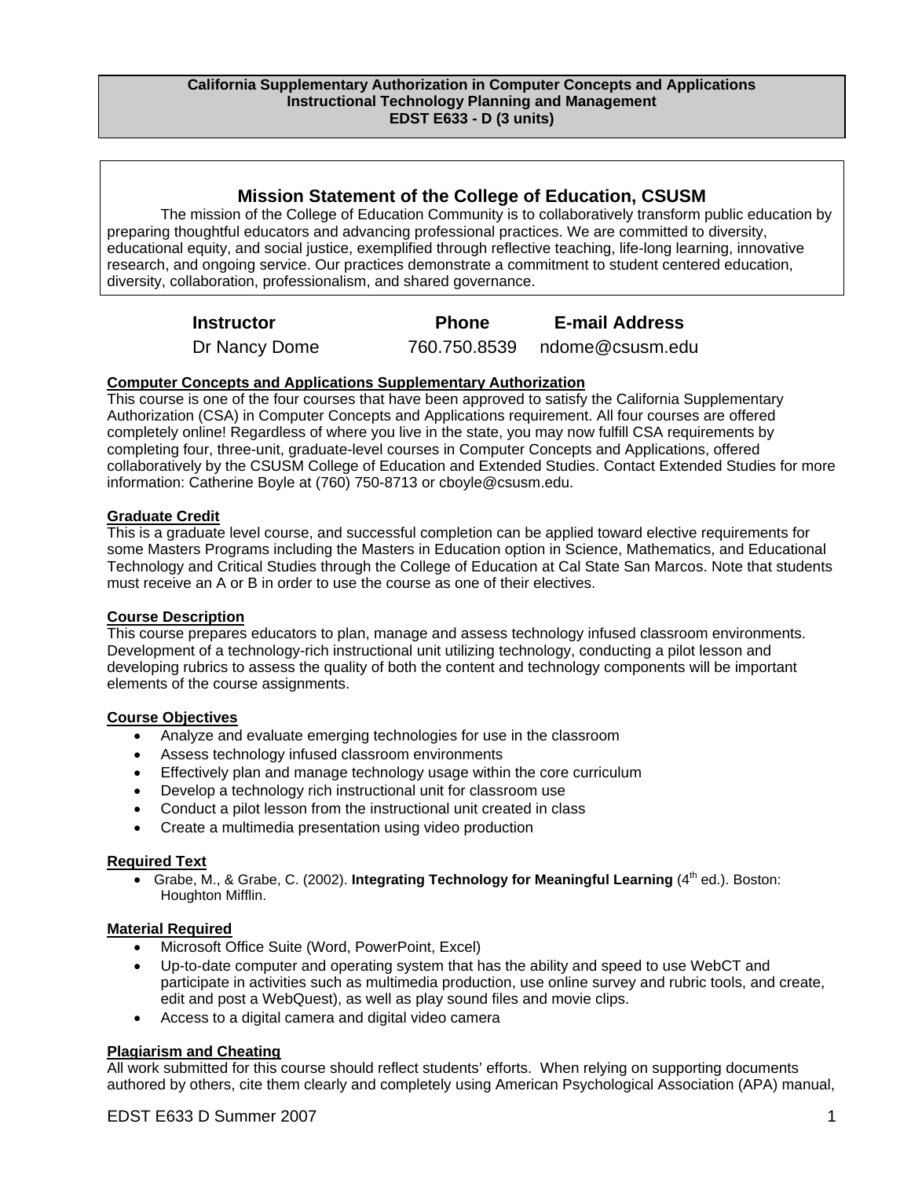**California Supplementary Authorization in Computer Concepts and Applications**
**Instructional Technology Planning and Management**
**EDST E633 - D (3 units)**

## Mission Statement of the College of Education, CSUSM

The mission of the College of Education Community is to collaboratively transform public education by preparing thoughtful educators and advancing professional practices. We are committed to diversity, educational equity, and social justice, exemplified through reflective teaching, life-long learning, innovative research, and ongoing service. Our practices demonstrate a commitment to student centered education, diversity, collaboration, professionalism, and shared governance.

| Instructor | Phone | E-mail Address |
|---|---|---|
| Dr Nancy Dome | 760.750.8539 | ndome@csusm.edu |

### Computer Concepts and Applications Supplementary Authorization

This course is one of the four courses that have been approved to satisfy the California Supplementary Authorization (CSA) in Computer Concepts and Applications requirement. All four courses are offered completely online! Regardless of where you live in the state, you may now fulfill CSA requirements by completing four, three-unit, graduate-level courses in Computer Concepts and Applications, offered collaboratively by the CSUSM College of Education and Extended Studies. Contact Extended Studies for more information: Catherine Boyle at (760) 750-8713 or cboyle@csusm.edu.

### Graduate Credit

This is a graduate level course, and successful completion can be applied toward elective requirements for some Masters Programs including the Masters in Education option in Science, Mathematics, and Educational Technology and Critical Studies through the College of Education at Cal State San Marcos. Note that students must receive an A or B in order to use the course as one of their electives.

### Course Description

This course prepares educators to plan, manage and assess technology infused classroom environments. Development of a technology-rich instructional unit utilizing technology, conducting a pilot lesson and developing rubrics to assess the quality of both the content and technology components will be important elements of the course assignments.

### Course Objectives

- Analyze and evaluate emerging technologies for use in the classroom
- Assess technology infused classroom environments
- Effectively plan and manage technology usage within the core curriculum
- Develop a technology rich instructional unit for classroom use
- Conduct a pilot lesson from the instructional unit created in class
- Create a multimedia presentation using video production

### Required Text

- Grabe, M., & Grabe, C. (2002). **Integrating Technology for Meaningful Learning** (4th ed.). Boston: Houghton Mifflin.

### Material Required

- Microsoft Office Suite (Word, PowerPoint, Excel)
- Up-to-date computer and operating system that has the ability and speed to use WebCT and participate in activities such as multimedia production, use online survey and rubric tools, and create, edit and post a WebQuest), as well as play sound files and movie clips.
- Access to a digital camera and digital video camera

### Plagiarism and Cheating

All work submitted for this course should reflect students' efforts. When relying on supporting documents authored by others, cite them clearly and completely using American Psychological Association (APA) manual,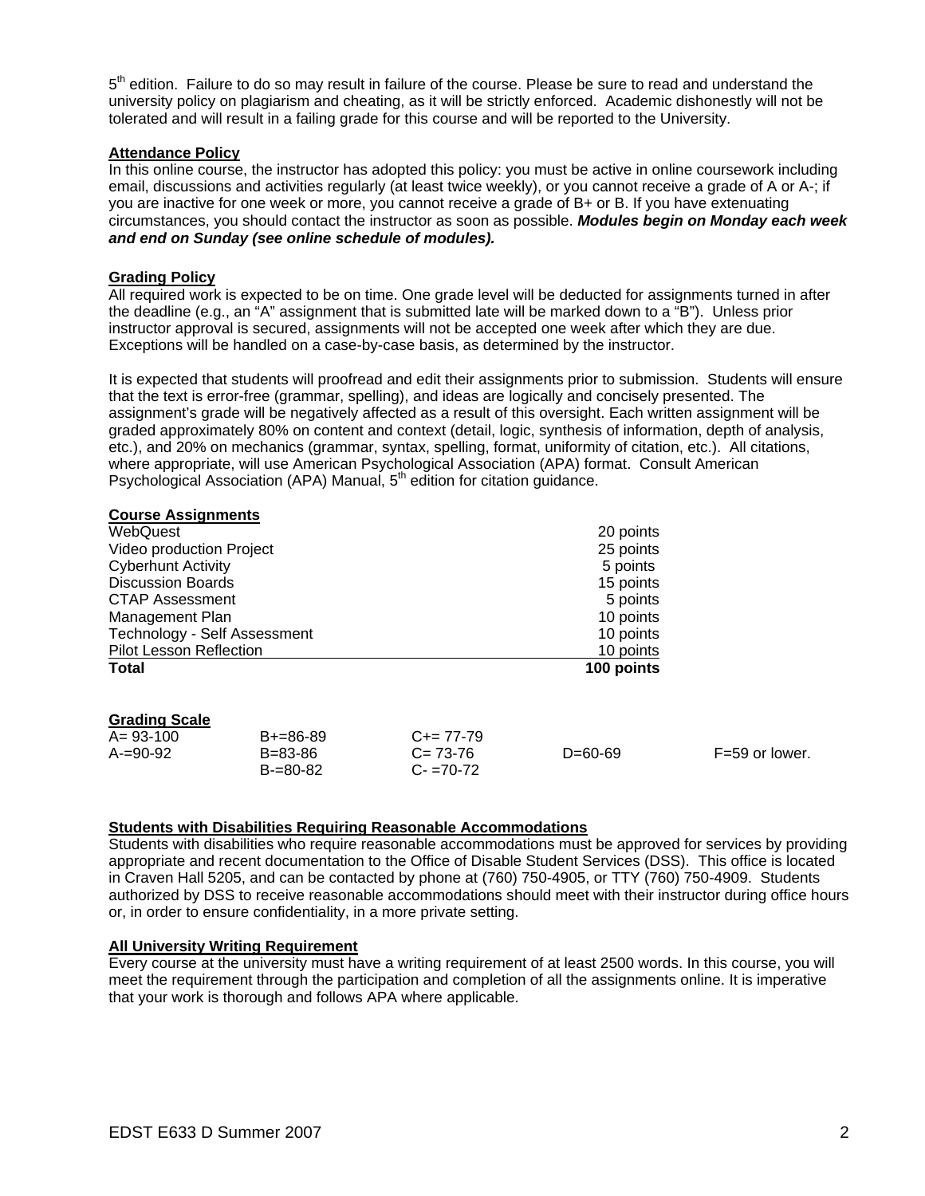5th edition. Failure to do so may result in failure of the course. Please be sure to read and understand the university policy on plagiarism and cheating, as it will be strictly enforced. Academic dishonestly will not be tolerated and will result in a failing grade for this course and will be reported to the University.

**Attendance Policy**

In this online course, the instructor has adopted this policy: you must be active in online coursework including email, discussions and activities regularly (at least twice weekly), or you cannot receive a grade of A or A-; if you are inactive for one week or more, you cannot receive a grade of B+ or B. If you have extenuating circumstances, you should contact the instructor as soon as possible. ***Modules begin on Monday each week and end on Sunday (see online schedule of modules).***

**Grading Policy**

All required work is expected to be on time. One grade level will be deducted for assignments turned in after the deadline (e.g., an "A" assignment that is submitted late will be marked down to a "B"). Unless prior instructor approval is secured, assignments will not be accepted one week after which they are due. Exceptions will be handled on a case-by-case basis, as determined by the instructor.

It is expected that students will proofread and edit their assignments prior to submission. Students will ensure that the text is error-free (grammar, spelling), and ideas are logically and concisely presented. The assignment's grade will be negatively affected as a result of this oversight. Each written assignment will be graded approximately 80% on content and context (detail, logic, synthesis of information, depth of analysis, etc.), and 20% on mechanics (grammar, syntax, spelling, format, uniformity of citation, etc.). All citations, where appropriate, will use American Psychological Association (APA) format. Consult American Psychological Association (APA) Manual, 5th edition for citation guidance.

**Course Assignments**

| Assignment | Points |
|---|---|
| WebQuest | 20 points |
| Video production Project | 25 points |
| Cyberhunt Activity | 5 points |
| Discussion Boards | 15 points |
| CTAP Assessment | 5 points |
| Management Plan | 10 points |
| Technology - Self Assessment | 10 points |
| Pilot Lesson Reflection | 10 points |
| **Total** | **100 points** |

**Grading Scale**

| | | | | |
|---|---|---|---|---|
| A= 93-100 | B+=86-89 | C+= 77-79 | | |
| A-=90-92 | B=83-86 | C= 73-76 | D=60-69 | F=59 or lower. |
| | B-=80-82 | C- =70-72 | | |

**Students with Disabilities Requiring Reasonable Accommodations**

Students with disabilities who require reasonable accommodations must be approved for services by providing appropriate and recent documentation to the Office of Disable Student Services (DSS). This office is located in Craven Hall 5205, and can be contacted by phone at (760) 750-4905, or TTY (760) 750-4909. Students authorized by DSS to receive reasonable accommodations should meet with their instructor during office hours or, in order to ensure confidentiality, in a more private setting.

**All University Writing Requirement**

Every course at the university must have a writing requirement of at least 2500 words. In this course, you will meet the requirement through the participation and completion of all the assignments online. It is imperative that your work is thorough and follows APA where applicable.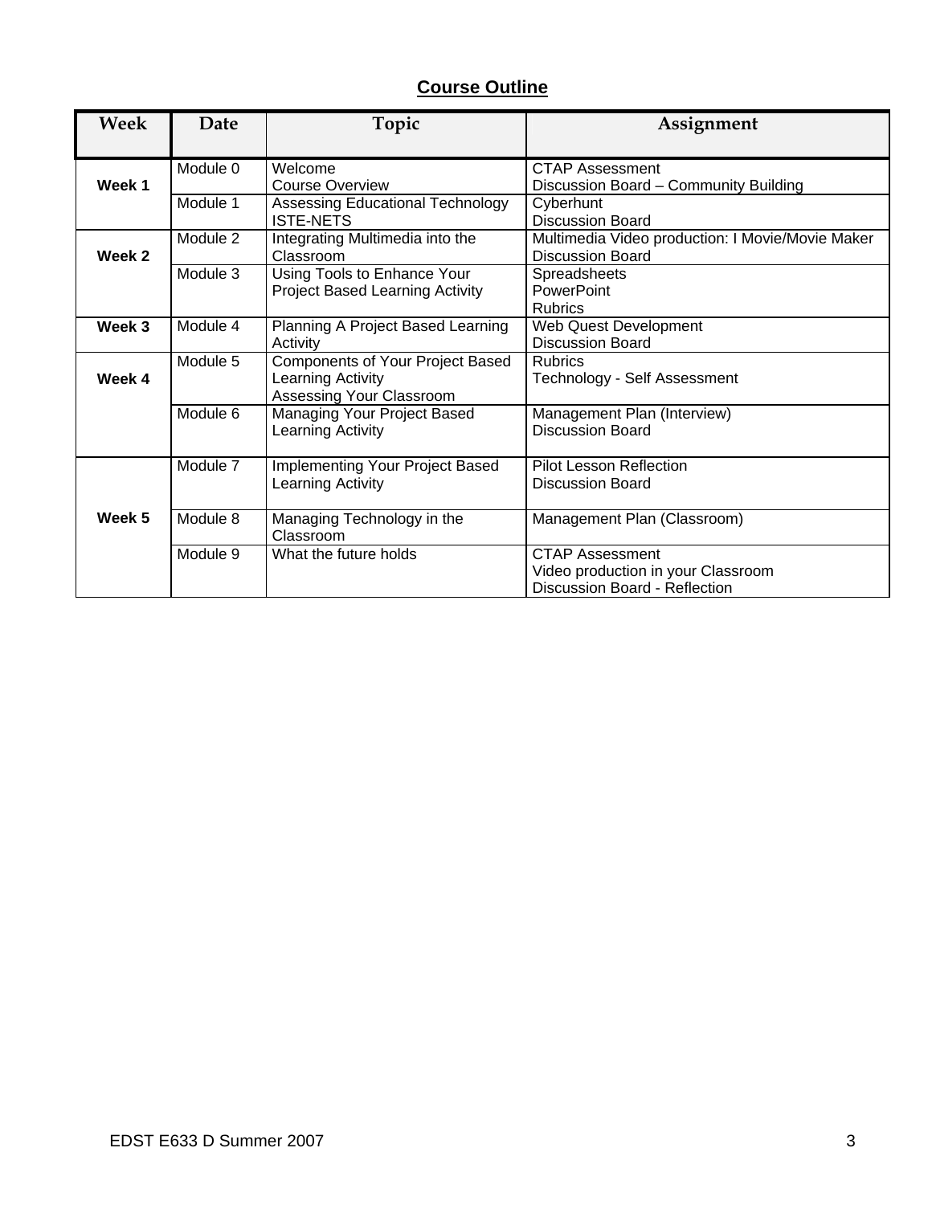## Course Outline

| Week | Date | Topic | Assignment |
|---|---|---|---|
| Week 1 | Module 0 | Welcome<br>Course Overview | CTAP Assessment<br>Discussion Board – Community Building |
| | Module 1 | Assessing Educational Technology<br>ISTE-NETS | Cyberhunt<br>Discussion Board |
| Week 2 | Module 2 | Integrating Multimedia into the Classroom | Multimedia Video production: I Movie/Movie Maker<br>Discussion Board |
| | Module 3 | Using Tools to Enhance Your Project Based Learning Activity | Spreadsheets<br>PowerPoint<br>Rubrics |
| Week 3 | Module 4 | Planning A Project Based Learning Activity | Web Quest Development<br>Discussion Board |
| Week 4 | Module 5 | Components of Your Project Based Learning Activity<br>Assessing Your Classroom | Rubrics<br>Technology - Self Assessment |
| | Module 6 | Managing Your Project Based Learning Activity | Management Plan (Interview)<br>Discussion Board |
| Week 5 | Module 7 | Implementing Your Project Based Learning Activity | Pilot Lesson Reflection<br>Discussion Board |
| | Module 8 | Managing Technology in the Classroom | Management Plan (Classroom) |
| | Module 9 | What the future holds | CTAP Assessment<br>Video production in your Classroom<br>Discussion Board - Reflection |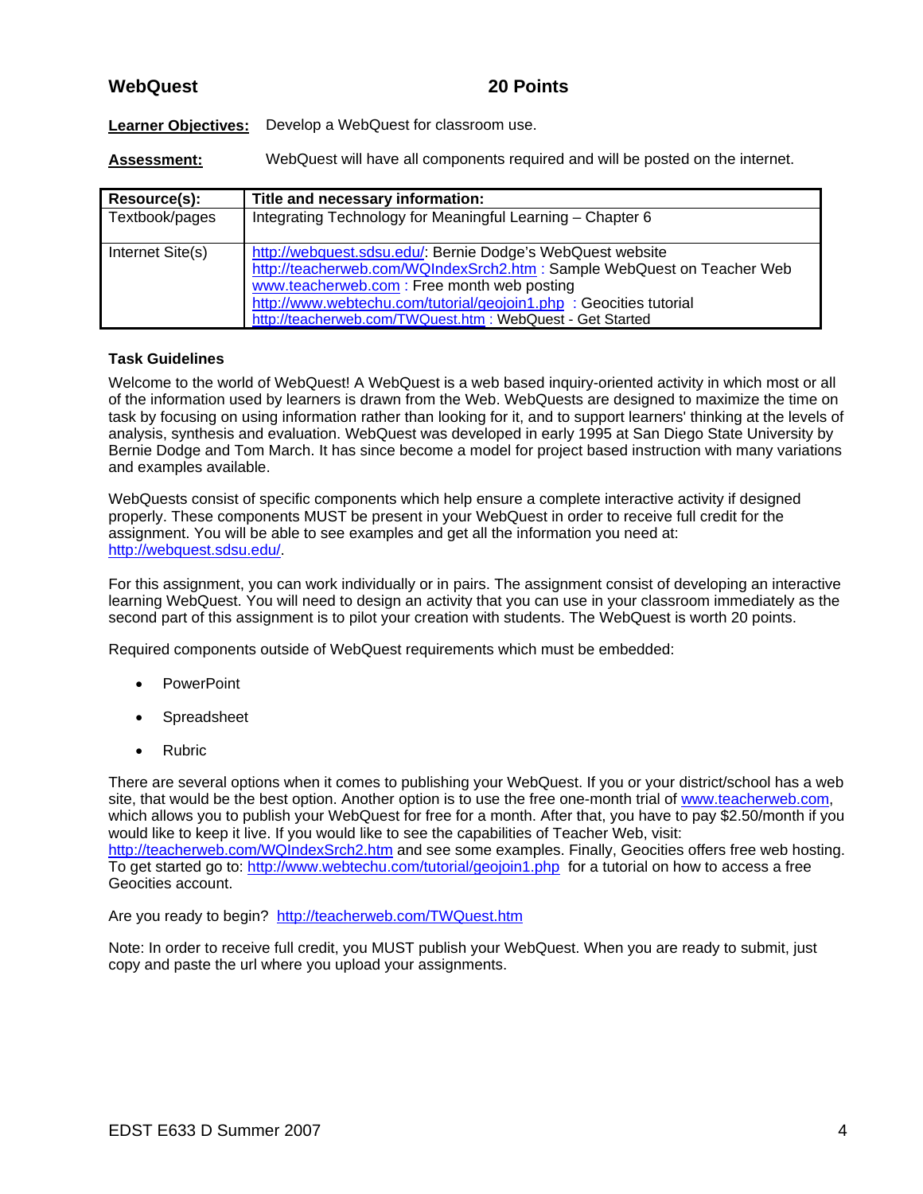## WebQuest — 20 Points

**Learner Objectives:** Develop a WebQuest for classroom use.

**Assessment:** WebQuest will have all components required and will be posted on the internet.

| Resource(s): | Title and necessary information: |
|---|---|
| Textbook/pages | Integrating Technology for Meaningful Learning – Chapter 6 |
| Internet Site(s) | http://webquest.sdsu.edu/: Bernie Dodge's WebQuest website<br>http://teacherweb.com/WQIndexSrch2.htm : Sample WebQuest on Teacher Web<br>www.teacherweb.com : Free month web posting<br>http://www.webtechu.com/tutorial/geojoin1.php : Geocities tutorial<br>http://teacherweb.com/TWQuest.htm : WebQuest - Get Started |

### Task Guidelines

Welcome to the world of WebQuest! A WebQuest is a web based inquiry-oriented activity in which most or all of the information used by learners is drawn from the Web. WebQuests are designed to maximize the time on task by focusing on using information rather than looking for it, and to support learners' thinking at the levels of analysis, synthesis and evaluation. WebQuest was developed in early 1995 at San Diego State University by Bernie Dodge and Tom March. It has since become a model for project based instruction with many variations and examples available.

WebQuests consist of specific components which help ensure a complete interactive activity if designed properly. These components MUST be present in your WebQuest in order to receive full credit for the assignment. You will be able to see examples and get all the information you need at: http://webquest.sdsu.edu/.

For this assignment, you can work individually or in pairs. The assignment consist of developing an interactive learning WebQuest. You will need to design an activity that you can use in your classroom immediately as the second part of this assignment is to pilot your creation with students. The WebQuest is worth 20 points.

Required components outside of WebQuest requirements which must be embedded:

- PowerPoint
- Spreadsheet
- Rubric

There are several options when it comes to publishing your WebQuest. If you or your district/school has a web site, that would be the best option. Another option is to use the free one-month trial of www.teacherweb.com, which allows you to publish your WebQuest for free for a month. After that, you have to pay $2.50/month if you would like to keep it live. If you would like to see the capabilities of Teacher Web, visit: http://teacherweb.com/WQIndexSrch2.htm and see some examples. Finally, Geocities offers free web hosting. To get started go to: http://www.webtechu.com/tutorial/geojoin1.php for a tutorial on how to access a free Geocities account.

Are you ready to begin? http://teacherweb.com/TWQuest.htm

Note: In order to receive full credit, you MUST publish your WebQuest. When you are ready to submit, just copy and paste the url where you upload your assignments.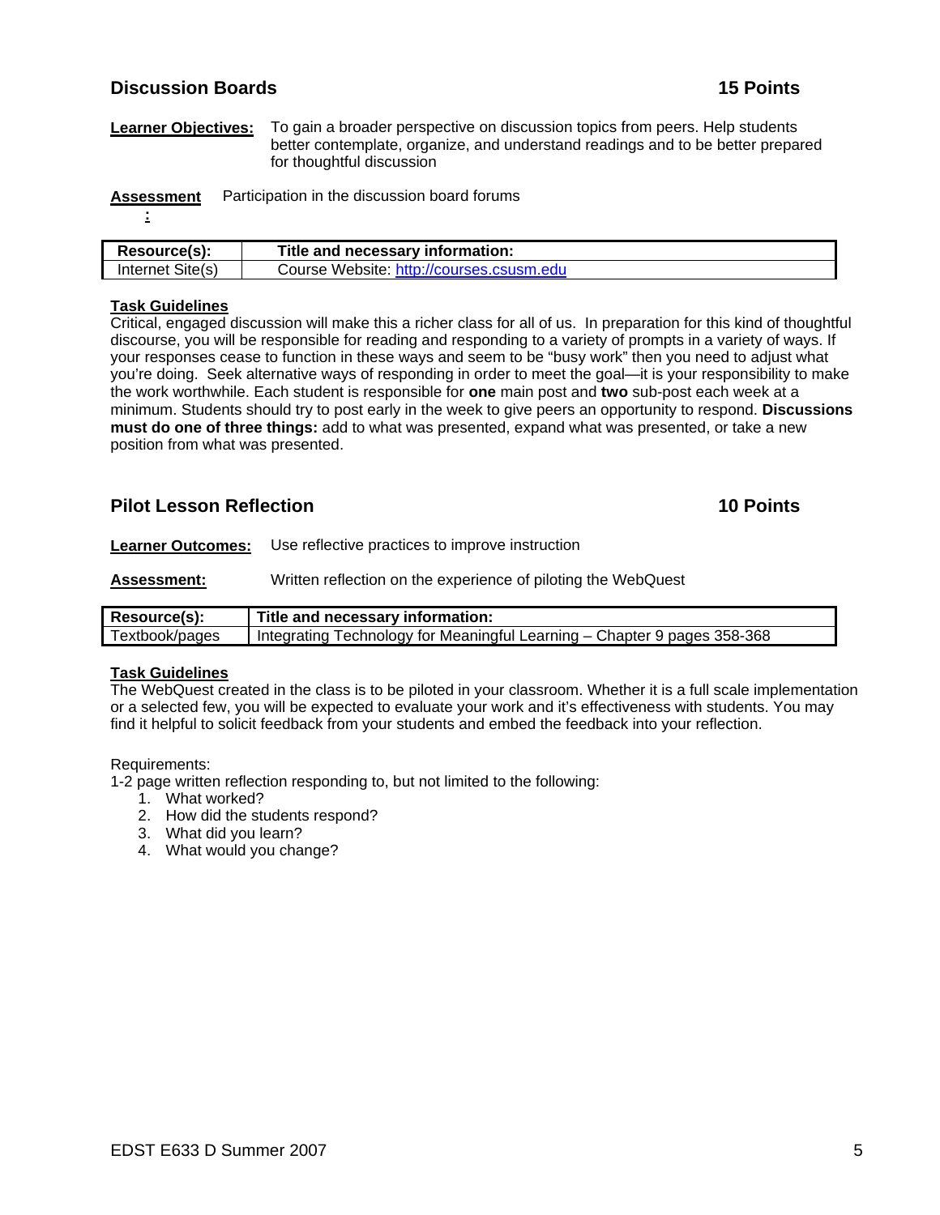## Discussion Boards 15 Points

**Learner Objectives:** To gain a broader perspective on discussion topics from peers. Help students better contemplate, organize, and understand readings and to be better prepared for thoughtful discussion

**Assessment:** Participation in the discussion board forums

| Resource(s): | Title and necessary information: |
| --- | --- |
| Internet Site(s) | Course Website: http://courses.csusm.edu |

**Task Guidelines**

Critical, engaged discussion will make this a richer class for all of us. In preparation for this kind of thoughtful discourse, you will be responsible for reading and responding to a variety of prompts in a variety of ways. If your responses cease to function in these ways and seem to be "busy work" then you need to adjust what you're doing. Seek alternative ways of responding in order to meet the goal—it is your responsibility to make the work worthwhile. Each student is responsible for **one** main post and **two** sub-post each week at a minimum. Students should try to post early in the week to give peers an opportunity to respond. **Discussions must do one of three things:** add to what was presented, expand what was presented, or take a new position from what was presented.

## Pilot Lesson Reflection 10 Points

**Learner Outcomes:** Use reflective practices to improve instruction

**Assessment:** Written reflection on the experience of piloting the WebQuest

| Resource(s): | Title and necessary information: |
| --- | --- |
| Textbook/pages | Integrating Technology for Meaningful Learning – Chapter 9 pages 358-368 |

**Task Guidelines**

The WebQuest created in the class is to be piloted in your classroom. Whether it is a full scale implementation or a selected few, you will be expected to evaluate your work and it's effectiveness with students. You may find it helpful to solicit feedback from your students and embed the feedback into your reflection.

Requirements:
1-2 page written reflection responding to, but not limited to the following:

1. What worked?
2. How did the students respond?
3. What did you learn?
4. What would you change?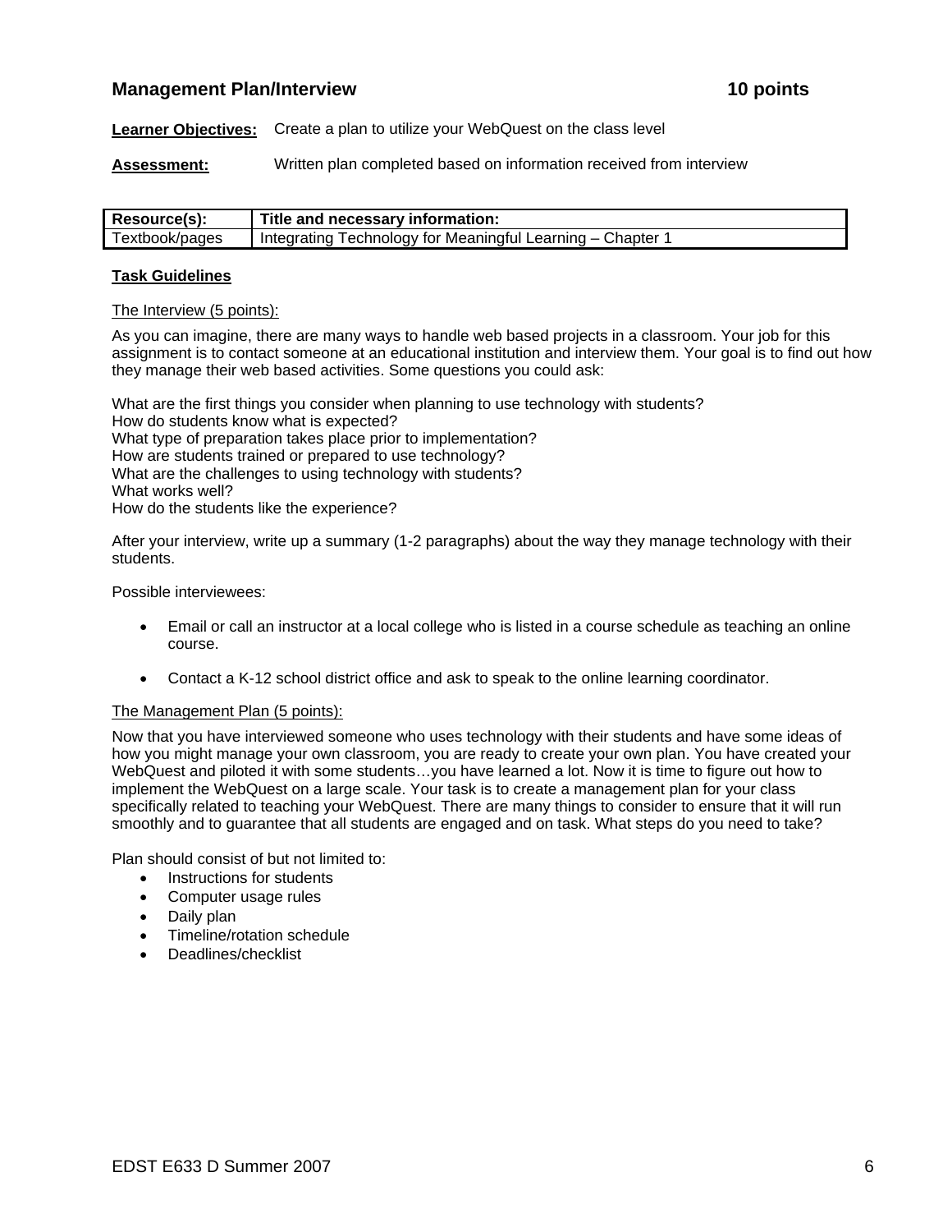## Management Plan/Interview 10 points

**Learner Objectives:** Create a plan to utilize your WebQuest on the class level

**Assessment:** Written plan completed based on information received from interview

| Resource(s): | Title and necessary information: |
|---|---|
| Textbook/pages | Integrating Technology for Meaningful Learning – Chapter 1 |

**Task Guidelines**

The Interview (5 points):

As you can imagine, there are many ways to handle web based projects in a classroom. Your job for this assignment is to contact someone at an educational institution and interview them. Your goal is to find out how they manage their web based activities. Some questions you could ask:

What are the first things you consider when planning to use technology with students?
How do students know what is expected?
What type of preparation takes place prior to implementation?
How are students trained or prepared to use technology?
What are the challenges to using technology with students?
What works well?
How do the students like the experience?

After your interview, write up a summary (1-2 paragraphs) about the way they manage technology with their students.

Possible interviewees:

- Email or call an instructor at a local college who is listed in a course schedule as teaching an online course.
- Contact a K-12 school district office and ask to speak to the online learning coordinator.

The Management Plan (5 points):

Now that you have interviewed someone who uses technology with their students and have some ideas of how you might manage your own classroom, you are ready to create your own plan. You have created your WebQuest and piloted it with some students…you have learned a lot. Now it is time to figure out how to implement the WebQuest on a large scale. Your task is to create a management plan for your class specifically related to teaching your WebQuest. There are many things to consider to ensure that it will run smoothly and to guarantee that all students are engaged and on task. What steps do you need to take?

Plan should consist of but not limited to:

- Instructions for students
- Computer usage rules
- Daily plan
- Timeline/rotation schedule
- Deadlines/checklist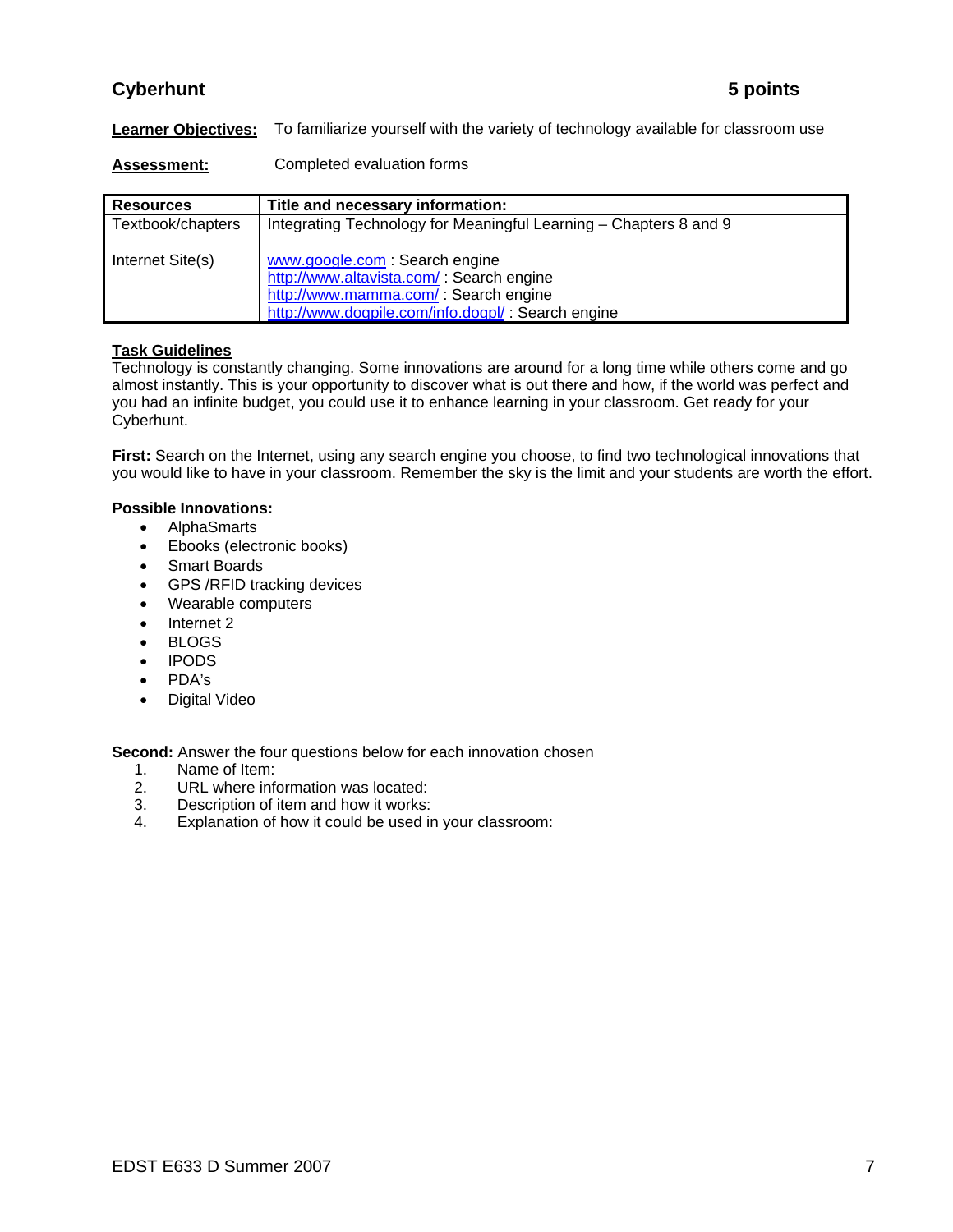## Cyberhunt 5 points

**Learner Objectives:** To familiarize yourself with the variety of technology available for classroom use

**Assessment:** Completed evaluation forms

| Resources | Title and necessary information: |
|---|---|
| Textbook/chapters | Integrating Technology for Meaningful Learning – Chapters 8 and 9 |
| Internet Site(s) | www.google.com : Search engine<br>http://www.altavista.com/ : Search engine<br>http://www.mamma.com/ : Search engine<br>http://www.dogpile.com/info.dogpl/ : Search engine |

**Task Guidelines**

Technology is constantly changing. Some innovations are around for a long time while others come and go almost instantly. This is your opportunity to discover what is out there and how, if the world was perfect and you had an infinite budget, you could use it to enhance learning in your classroom. Get ready for your Cyberhunt.

**First:** Search on the Internet, using any search engine you choose, to find two technological innovations that you would like to have in your classroom. Remember the sky is the limit and your students are worth the effort.

**Possible Innovations:**

- AlphaSmarts
- Ebooks (electronic books)
- Smart Boards
- GPS /RFID tracking devices
- Wearable computers
- Internet 2
- BLOGS
- IPODS
- PDA's
- Digital Video

**Second:** Answer the four questions below for each innovation chosen

1. Name of Item:
2. URL where information was located:
3. Description of item and how it works:
4. Explanation of how it could be used in your classroom: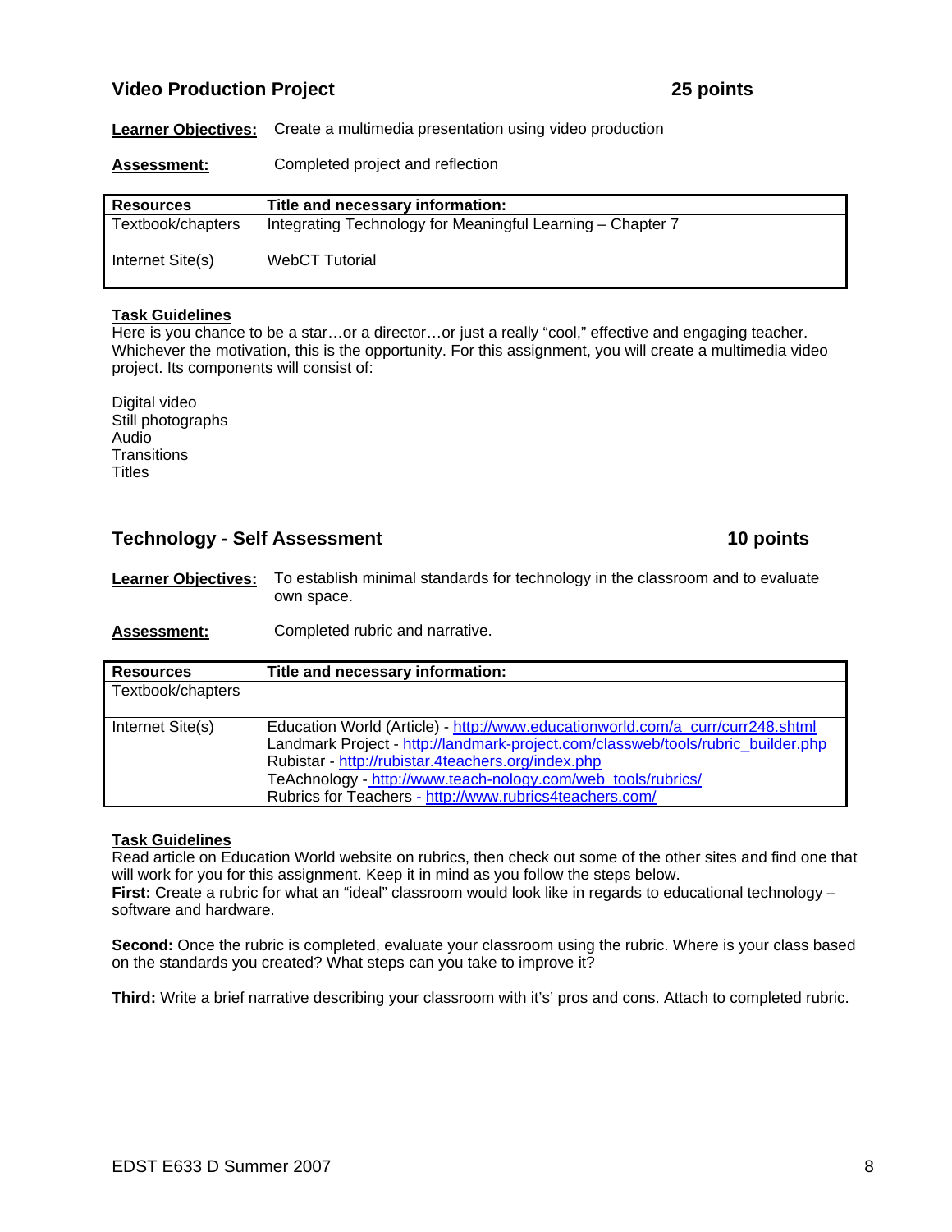## Video Production Project 25 points

**Learner Objectives:** Create a multimedia presentation using video production

**Assessment:** Completed project and reflection

| Resources | Title and necessary information: |
|---|---|
| Textbook/chapters | Integrating Technology for Meaningful Learning – Chapter 7 |
| Internet Site(s) | WebCT Tutorial |

**Task Guidelines**

Here is you chance to be a star…or a director…or just a really "cool," effective and engaging teacher. Whichever the motivation, this is the opportunity. For this assignment, you will create a multimedia video project. Its components will consist of:

Digital video
Still photographs
Audio
Transitions
Titles

## Technology - Self Assessment 10 points

**Learner Objectives:** To establish minimal standards for technology in the classroom and to evaluate own space.

**Assessment:** Completed rubric and narrative.

| Resources | Title and necessary information: |
|---|---|
| Textbook/chapters | |
| Internet Site(s) | Education World (Article) - http://www.educationworld.com/a_curr/curr248.shtml<br>Landmark Project - http://landmark-project.com/classweb/tools/rubric_builder.php<br>Rubistar - http://rubistar.4teachers.org/index.php<br>TeAchnology - http://www.teach-nology.com/web_tools/rubrics/<br>Rubrics for Teachers - http://www.rubrics4teachers.com/ |

**Task Guidelines**

Read article on Education World website on rubrics, then check out some of the other sites and find one that will work for you for this assignment. Keep it in mind as you follow the steps below.

**First:** Create a rubric for what an "ideal" classroom would look like in regards to educational technology – software and hardware.

**Second:** Once the rubric is completed, evaluate your classroom using the rubric. Where is your class based on the standards you created? What steps can you take to improve it?

**Third:** Write a brief narrative describing your classroom with it's' pros and cons. Attach to completed rubric.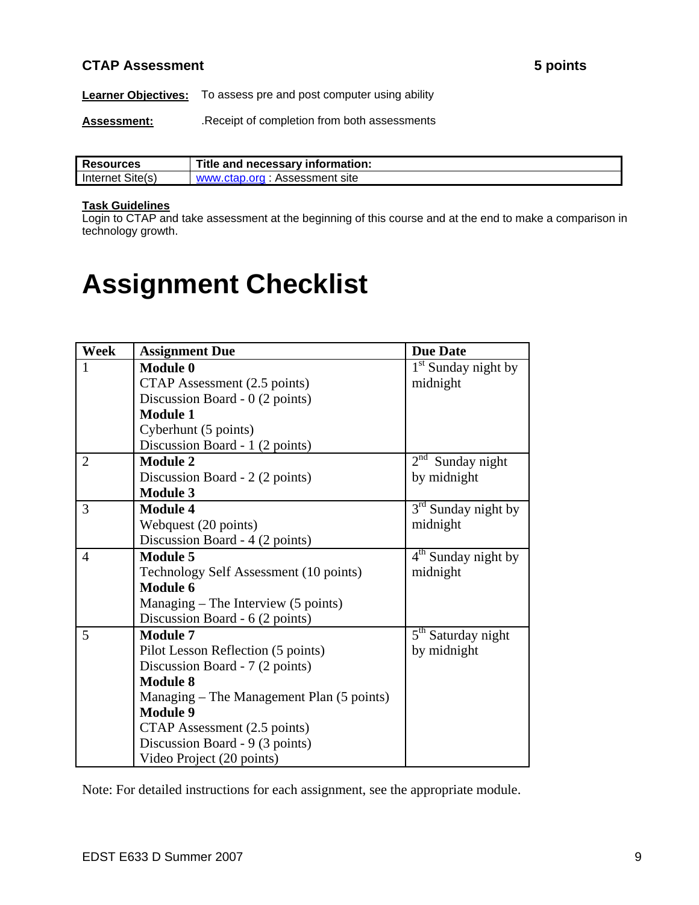**CTAP Assessment** **5 points**

**Learner Objectives:** To assess pre and post computer using ability

**Assessment:** .Receipt of completion from both assessments

| Resources | Title and necessary information: |
|---|---|
| Internet Site(s) | www.ctap.org : Assessment site |

**Task Guidelines**

Login to CTAP and take assessment at the beginning of this course and at the end to make a comparison in technology growth.

# Assignment Checklist

| Week | Assignment Due | Due Date |
|---|---|---|
| 1 | **Module 0**<br>CTAP Assessment (2.5 points)<br>Discussion Board - 0 (2 points)<br>**Module 1**<br>Cyberhunt (5 points)<br>Discussion Board - 1 (2 points) | 1st Sunday night by midnight |
| 2 | **Module 2**<br>Discussion Board - 2 (2 points)<br>**Module 3** | 2nd Sunday night by midnight |
| 3 | **Module 4**<br>Webquest (20 points)<br>Discussion Board - 4 (2 points) | 3rd Sunday night by midnight |
| 4 | **Module 5**<br>Technology Self Assessment (10 points)<br>**Module 6**<br>Managing – The Interview (5 points)<br>Discussion Board - 6 (2 points) | 4th Sunday night by midnight |
| 5 | **Module 7**<br>Pilot Lesson Reflection (5 points)<br>Discussion Board - 7 (2 points)<br>**Module 8**<br>Managing – The Management Plan (5 points)<br>**Module 9**<br>CTAP Assessment (2.5 points)<br>Discussion Board - 9 (3 points)<br>Video Project (20 points) | 5th Saturday night by midnight |

Note: For detailed instructions for each assignment, see the appropriate module.